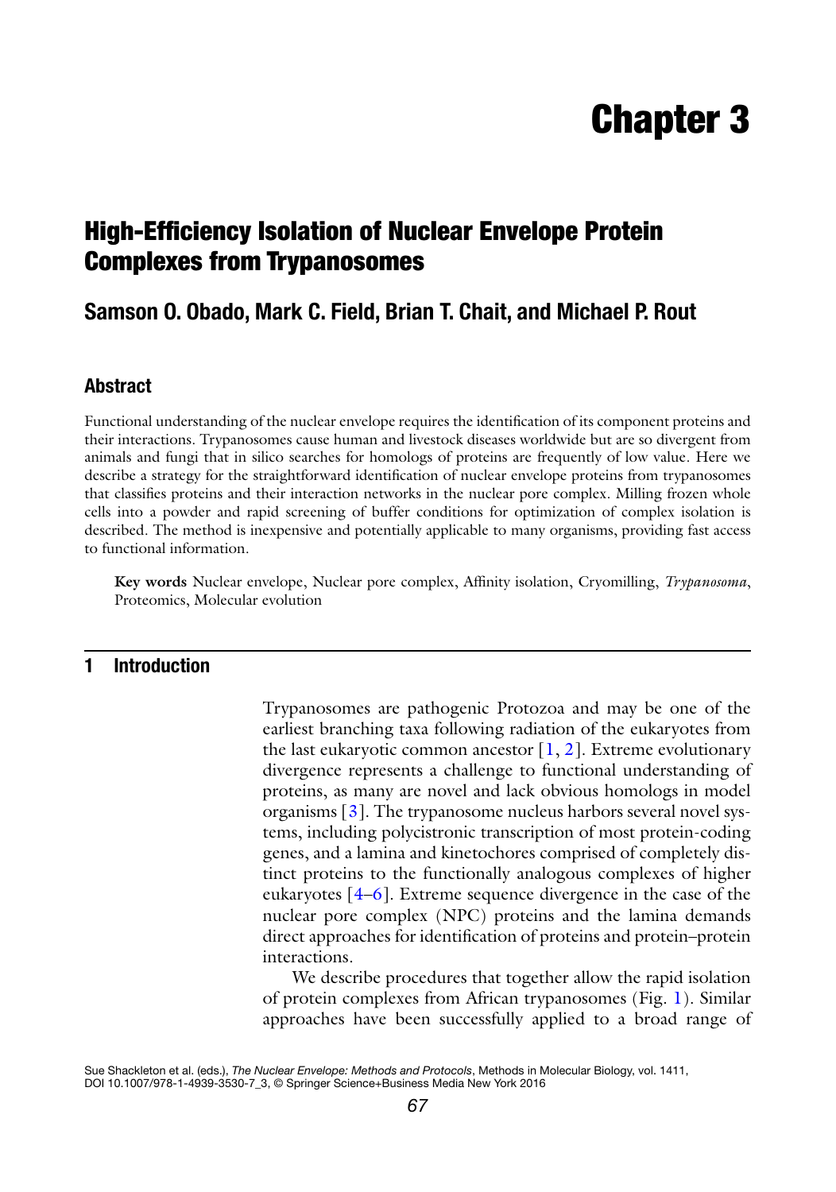# Chapter 3

## High-Efficiency Isolation of Nuclear Envelope Protein Complexes from Trypanosomes

### Samson O. Obado, Mark C. Field, Brian T. Chait, and Michael P. Rout

### Abstract

Functional understanding of the nuclear envelope requires the identification of its component proteins and their interactions. Trypanosomes cause human and livestock diseases worldwide but are so divergent from animals and fungi that in silico searches for homologs of proteins are frequently of low value. Here we describe a strategy for the straightforward identification of nuclear envelope proteins from trypanosomes that classifies proteins and their interaction networks in the nuclear pore complex. Milling frozen whole cells into a powder and rapid screening of buffer conditions for optimization of complex isolation is described. The method is inexpensive and potentially applicable to many organisms, providing fast access to functional information.

**Key words** Nuclear envelope, Nuclear pore complex, Affinity isolation, Cryomilling, *Trypanosoma*, Proteomics, Molecular evolution

## 1 Introduction

Trypanosomes are pathogenic Protozoa and may be one of the earliest branching taxa following radiation of the eukaryotes from the last eukaryotic common ancestor [1, 2]. Extreme evolutionary divergence represents a challenge to functional understanding of proteins, as many are novel and lack obvious homologs in model organisms [3]. The trypanosome nucleus harbors several novel systems, including polycistronic transcription of most protein-coding genes, and a lamina and kinetochores comprised of completely distinct proteins to the functionally analogous complexes of higher eukaryotes [4–6]. Extreme sequence divergence in the case of the nuclear pore complex (NPC) proteins and the lamina demands direct approaches for identification of proteins and protein–protein interactions.

We describe procedures that together allow the rapid isolation of protein complexes from African trypanosomes (Fig. 1). Similar approaches have been successfully applied to a broad range of

Sue Shackleton et al. (eds.), *The Nuclear Envelope: Methods and Protocols*, Methods in Molecular Biology, vol. 1411, DOI 10.1007/978-1-4939-3530-7_3, © Springer Science+Business Media New York 2016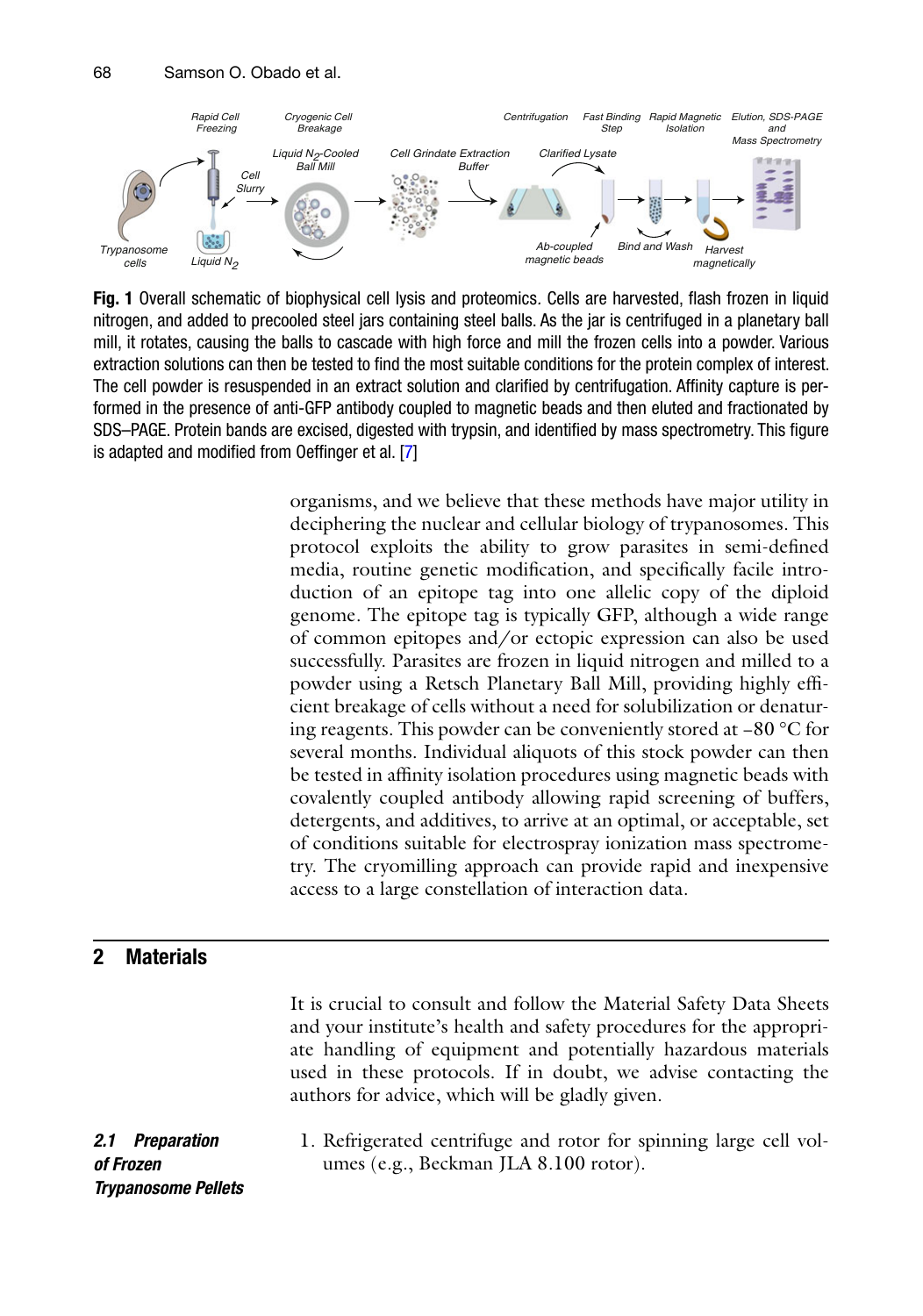Rapid Cell Freezing

Cryogenic Cell Breakage

Centrifugation

Fast Binding Step

Rapid Magnetic Isolation

Elution, SDS-PAGE and Mass Spectrometry

Liquid $N_2$-Cooled Ball Mill

Cell Grindate Extraction Buffer

Clarified Lysate

Cell Slurry

Trypanosome cells

Liquid $N_2$

Ab-coupled magnetic beads

Bind and Wash

Harvest magnetically

**Fig. 1** Overall schematic of biophysical cell lysis and proteomics. Cells are harvested, flash frozen in liquid nitrogen, and added to precooled steel jars containing steel balls. As the jar is centrifuged in a planetary ball mill, it rotates, causing the balls to cascade with high force and mill the frozen cells into a powder. Various extraction solutions can then be tested to find the most suitable conditions for the protein complex of interest. The cell powder is resuspended in an extract solution and clarified by centrifugation. Affinity capture is performed in the presence of anti-GFP antibody coupled to magnetic beads and then eluted and fractionated by SDS–PAGE. Protein bands are excised, digested with trypsin, and identified by mass spectrometry. This figure is adapted and modified from Oeffinger et al. [7]

organisms, and we believe that these methods have major utility in deciphering the nuclear and cellular biology of trypanosomes. This protocol exploits the ability to grow parasites in semi-defined media, routine genetic modification, and specifically facile introduction of an epitope tag into one allelic copy of the diploid genome. The epitope tag is typically GFP, although a wide range of common epitopes and/or ectopic expression can also be used successfully. Parasites are frozen in liquid nitrogen and milled to a powder using a Retsch Planetary Ball Mill, providing highly efficient breakage of cells without a need for solubilization or denaturing reagents. This powder can be conveniently stored at –80 °C for several months. Individual aliquots of this stock powder can then be tested in affinity isolation procedures using magnetic beads with covalently coupled antibody allowing rapid screening of buffers, detergents, and additives, to arrive at an optimal, or acceptable, set of conditions suitable for electrospray ionization mass spectrometry. The cryomilling approach can provide rapid and inexpensive access to a large constellation of interaction data.

## 2 Materials

It is crucial to consult and follow the Material Safety Data Sheets and your institute's health and safety procedures for the appropriate handling of equipment and potentially hazardous materials used in these protocols. If in doubt, we advise contacting the authors for advice, which will be gladly given.

### 2.1 Preparation of Frozen Trypanosome Pellets

1. Refrigerated centrifuge and rotor for spinning large cell volumes (e.g., Beckman JLA 8.100 rotor).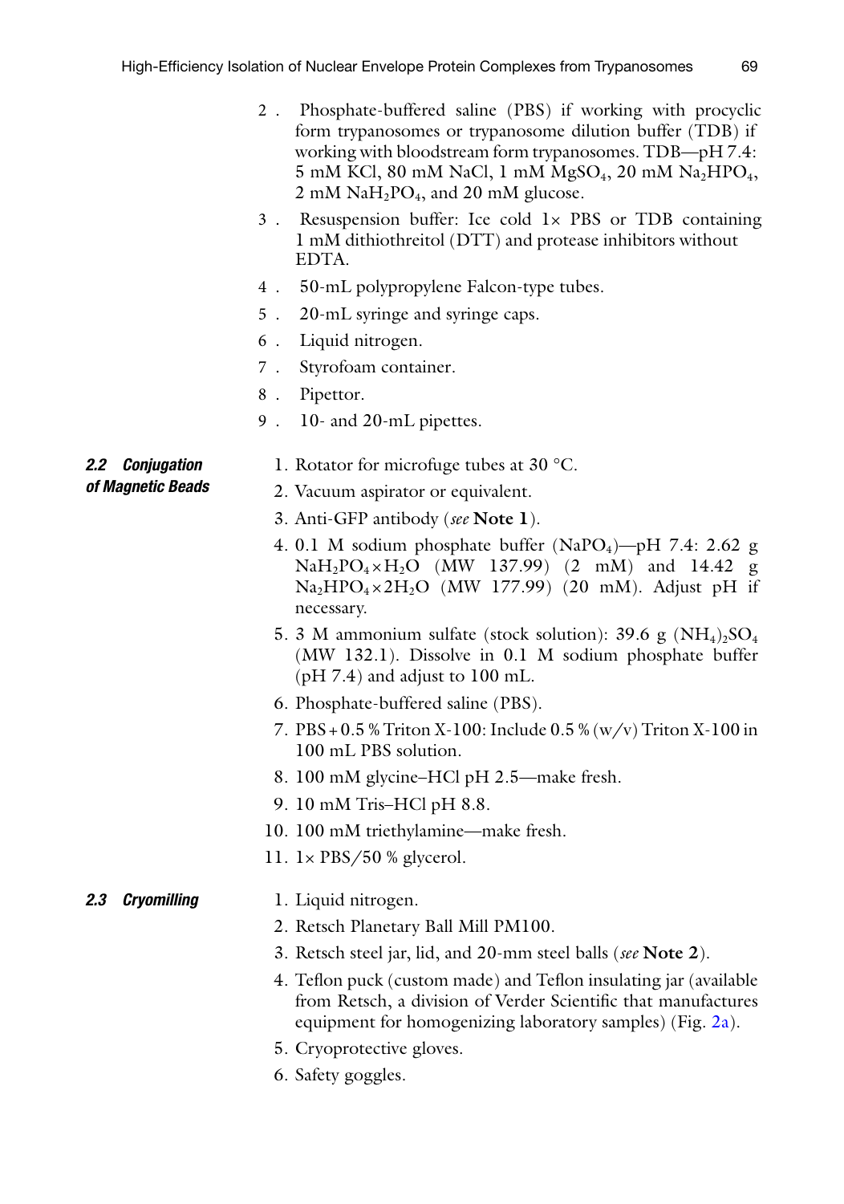2. Phosphate-buffered saline (PBS) if working with procyclic form trypanosomes or trypanosome dilution buffer (TDB) if working with bloodstream form trypanosomes. TDB—pH 7.4: 5 mM KCl, 80 mM NaCl, 1 mM $MgSO_4$, 20 mM $Na_2HPO_4$, 2 mM $NaH_2PO_4$, and 20 mM glucose.
3. Resuspension buffer: Ice cold 1× PBS or TDB containing 1 mM dithiothreitol (DTT) and protease inhibitors without EDTA.
4. 50-mL polypropylene Falcon-type tubes.
5. 20-mL syringe and syringe caps.
6. Liquid nitrogen.
7. Styrofoam container.
8. Pipettor.
9. 10- and 20-mL pipettes.

### 2.2 Conjugation of Magnetic Beads

1. Rotator for microfuge tubes at 30 °C.
2. Vacuum aspirator or equivalent.
3. Anti-GFP antibody (*see* **Note 1**).
4. 0.1 M sodium phosphate buffer ($NaPO_4$)—pH 7.4: 2.62 g $NaH_2PO_4 \times H_2O$ (MW 137.99) (2 mM) and 14.42 g $Na_2HPO_4 \times 2H_2O$ (MW 177.99) (20 mM). Adjust pH if necessary.
5. 3 M ammonium sulfate (stock solution): 39.6 g $(NH_4)_2SO_4$ (MW 132.1). Dissolve in 0.1 M sodium phosphate buffer (pH 7.4) and adjust to 100 mL.
6. Phosphate-buffered saline (PBS).
7. PBS + 0.5 % Triton X-100: Include 0.5 % (w/v) Triton X-100 in 100 mL PBS solution.
8. 100 mM glycine–HCl pH 2.5—make fresh.
9. 10 mM Tris–HCl pH 8.8.
10. 100 mM triethylamine—make fresh.
11. 1× PBS/50 % glycerol.

### 2.3 Cryomilling

1. Liquid nitrogen.
2. Retsch Planetary Ball Mill PM100.
3. Retsch steel jar, lid, and 20-mm steel balls (*see* **Note 2**).
4. Teflon puck (custom made) and Teflon insulating jar (available from Retsch, a division of Verder Scientific that manufactures equipment for homogenizing laboratory samples) (Fig. 2a).
5. Cryoprotective gloves.
6. Safety goggles.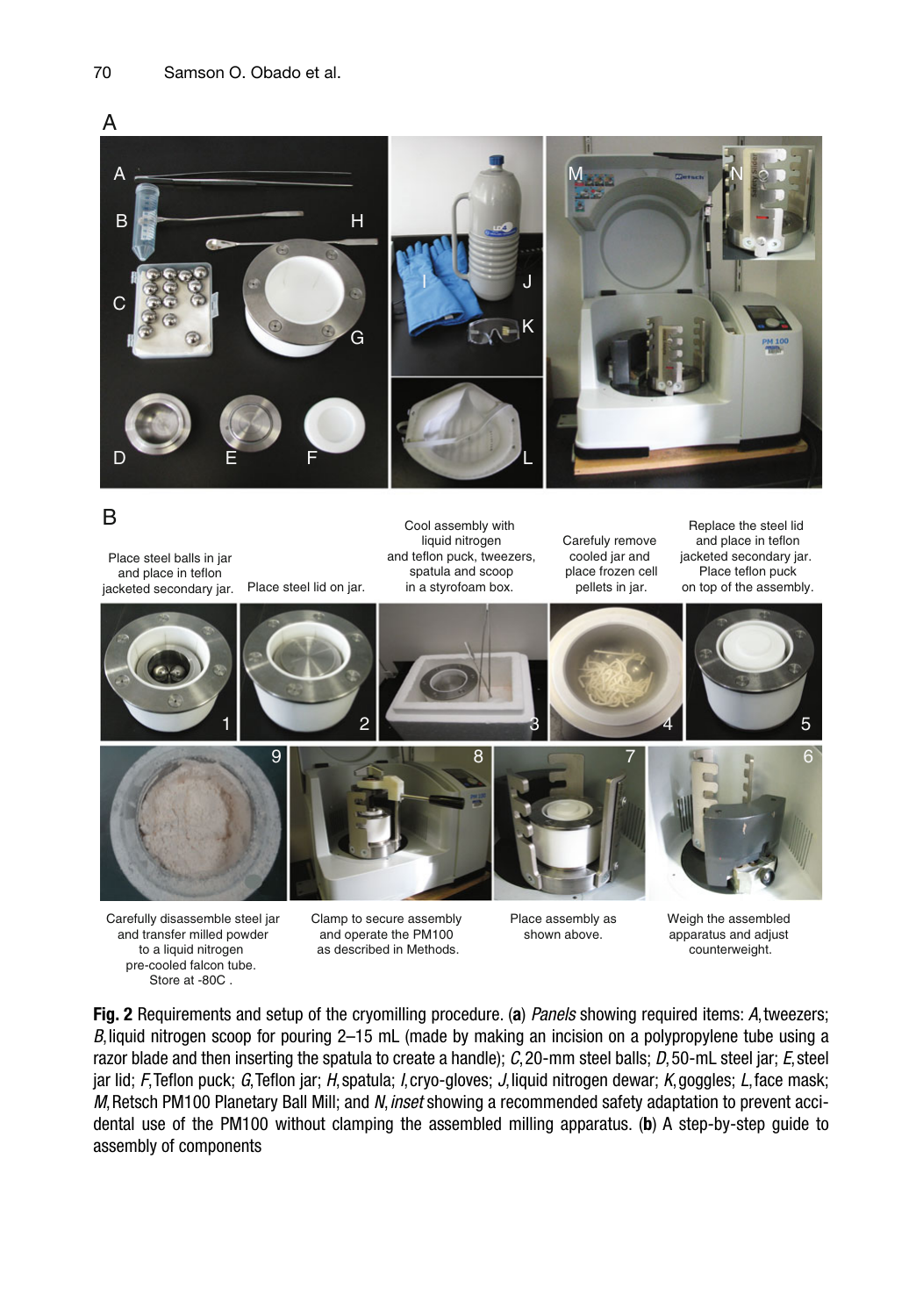**Fig. 2** Requirements and setup of the cryomilling procedure. (**a**) *Panels* showing required items: *A*, tweezers; *B*, liquid nitrogen scoop for pouring 2–15 mL (made by making an incision on a polypropylene tube using a razor blade and then inserting the spatula to create a handle); *C*, 20-mm steel balls; *D*, 50-mL steel jar; *E*, steel jar lid; *F*, Teflon puck; *G*, Teflon jar; *H*, spatula; *I*, cryo-gloves; *J*, liquid nitrogen dewar; *K*, goggles; *L*, face mask; *M*, Retsch PM100 Planetary Ball Mill; and *N*, *inset* showing a recommended safety adaptation to prevent accidental use of the PM100 without clamping the assembled milling apparatus. (**b**) A step-by-step guide to assembly of components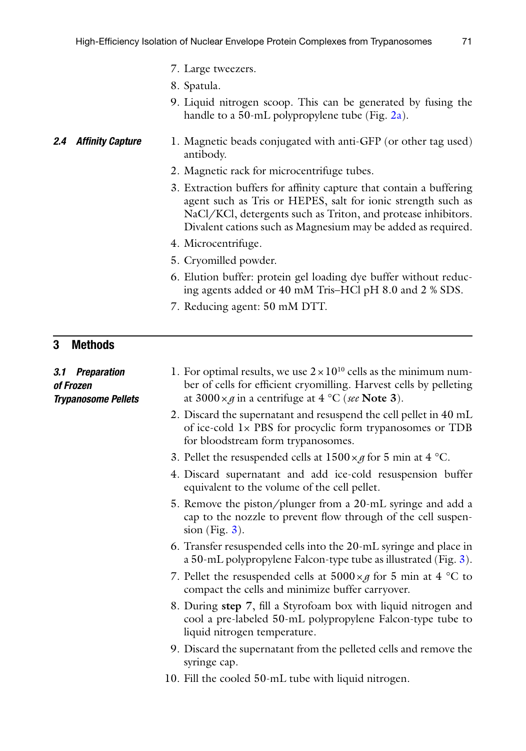7. Large tweezers.
8. Spatula.
9. Liquid nitrogen scoop. This can be generated by fusing the handle to a 50-mL polypropylene tube (Fig. 2a).

### 2.4 Affinity Capture

1. Magnetic beads conjugated with anti-GFP (or other tag used) antibody.
2. Magnetic rack for microcentrifuge tubes.
3. Extraction buffers for affinity capture that contain a buffering agent such as Tris or HEPES, salt for ionic strength such as NaCl/KCl, detergents such as Triton, and protease inhibitors. Divalent cations such as Magnesium may be added as required.
4. Microcentrifuge.
5. Cryomilled powder.
6. Elution buffer: protein gel loading dye buffer without reducing agents added or 40 mM Tris–HCl pH 8.0 and 2 % SDS.
7. Reducing agent: 50 mM DTT.

## 3 Methods

### 3.1 Preparation of Frozen Trypanosome Pellets

1. For optimal results, we use $2 \times 10^{10}$ cells as the minimum number of cells for efficient cryomilling. Harvest cells by pelleting at $3000 \times g$ in a centrifuge at 4 °C (*see* **Note 3**).
2. Discard the supernatant and resuspend the cell pellet in 40 mL of ice-cold 1× PBS for procyclic form trypanosomes or TDB for bloodstream form trypanosomes.
3. Pellet the resuspended cells at $1500 \times g$ for 5 min at 4 °C.
4. Discard supernatant and add ice-cold resuspension buffer equivalent to the volume of the cell pellet.
5. Remove the piston/plunger from a 20-mL syringe and add a cap to the nozzle to prevent flow through of the cell suspension (Fig. 3).
6. Transfer resuspended cells into the 20-mL syringe and place in a 50-mL polypropylene Falcon-type tube as illustrated (Fig. 3).
7. Pellet the resuspended cells at $5000 \times g$ for 5 min at 4 °C to compact the cells and minimize buffer carryover.
8. During **step 7**, fill a Styrofoam box with liquid nitrogen and cool a pre-labeled 50-mL polypropylene Falcon-type tube to liquid nitrogen temperature.
9. Discard the supernatant from the pelleted cells and remove the syringe cap.
10. Fill the cooled 50-mL tube with liquid nitrogen.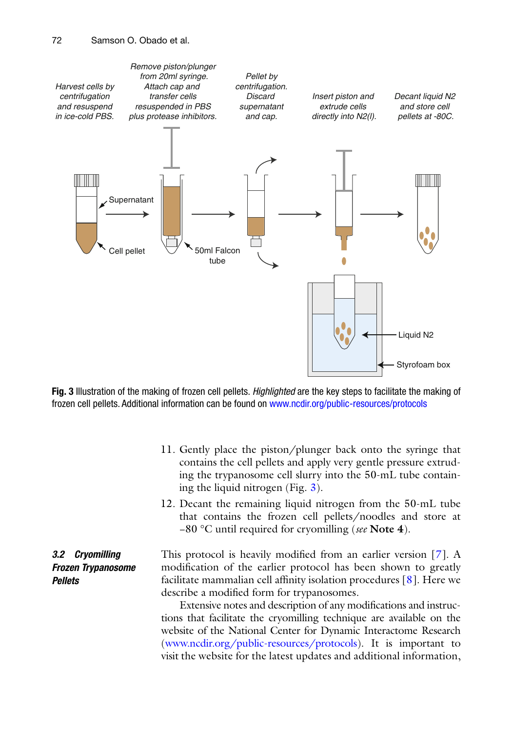**Fig. 3** Illustration of the making of frozen cell pellets. *Highlighted* are the key steps to facilitate the making of frozen cell pellets. Additional information can be found on www.ncdir.org/public-resources/protocols

11. Gently place the piston/plunger back onto the syringe that contains the cell pellets and apply very gentle pressure extruding the trypanosome cell slurry into the 50-mL tube containing the liquid nitrogen (Fig. 3).
12. Decant the remaining liquid nitrogen from the 50-mL tube that contains the frozen cell pellets/noodles and store at −80 °C until required for cryomilling (*see* **Note 4**).

### 3.2 Cryomilling Frozen Trypanosome Pellets

This protocol is heavily modified from an earlier version [7]. A modification of the earlier protocol has been shown to greatly facilitate mammalian cell affinity isolation procedures [8]. Here we describe a modified form for trypanosomes.

Extensive notes and description of any modifications and instructions that facilitate the cryomilling technique are available on the website of the National Center for Dynamic Interactome Research (www.ncdir.org/public-resources/protocols). It is important to visit the website for the latest updates and additional information,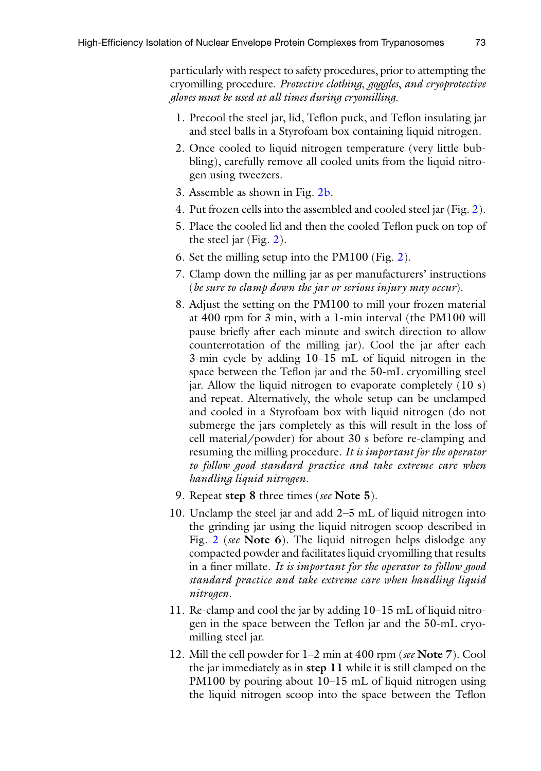particularly with respect to safety procedures, prior to attempting the cryomilling procedure. *Protective clothing, goggles, and cryoprotective gloves must be used at all times during cryomilling.*

1. Precool the steel jar, lid, Teflon puck, and Teflon insulating jar and steel balls in a Styrofoam box containing liquid nitrogen.
2. Once cooled to liquid nitrogen temperature (very little bubbling), carefully remove all cooled units from the liquid nitrogen using tweezers.
3. Assemble as shown in Fig. 2b.
4. Put frozen cells into the assembled and cooled steel jar (Fig. 2).
5. Place the cooled lid and then the cooled Teflon puck on top of the steel jar (Fig. 2).
6. Set the milling setup into the PM100 (Fig. 2).
7. Clamp down the milling jar as per manufacturers' instructions (*be sure to clamp down the jar or serious injury may occur*).
8. Adjust the setting on the PM100 to mill your frozen material at 400 rpm for 3 min, with a 1-min interval (the PM100 will pause briefly after each minute and switch direction to allow counterrotation of the milling jar). Cool the jar after each 3-min cycle by adding 10–15 mL of liquid nitrogen in the space between the Teflon jar and the 50-mL cryomilling steel jar. Allow the liquid nitrogen to evaporate completely (10 s) and repeat. Alternatively, the whole setup can be unclamped and cooled in a Styrofoam box with liquid nitrogen (do not submerge the jars completely as this will result in the loss of cell material/powder) for about 30 s before re-clamping and resuming the milling procedure. *It is important for the operator to follow good standard practice and take extreme care when handling liquid nitrogen.*
9. Repeat **step 8** three times (*see* **Note 5**).
10. Unclamp the steel jar and add 2–5 mL of liquid nitrogen into the grinding jar using the liquid nitrogen scoop described in Fig. 2 (*see* **Note 6**). The liquid nitrogen helps dislodge any compacted powder and facilitates liquid cryomilling that results in a finer millate. *It is important for the operator to follow good standard practice and take extreme care when handling liquid nitrogen.*
11. Re-clamp and cool the jar by adding 10–15 mL of liquid nitrogen in the space between the Teflon jar and the 50-mL cryomilling steel jar.
12. Mill the cell powder for 1–2 min at 400 rpm (*see* **Note 7**). Cool the jar immediately as in **step 11** while it is still clamped on the PM100 by pouring about 10–15 mL of liquid nitrogen using the liquid nitrogen scoop into the space between the Teflon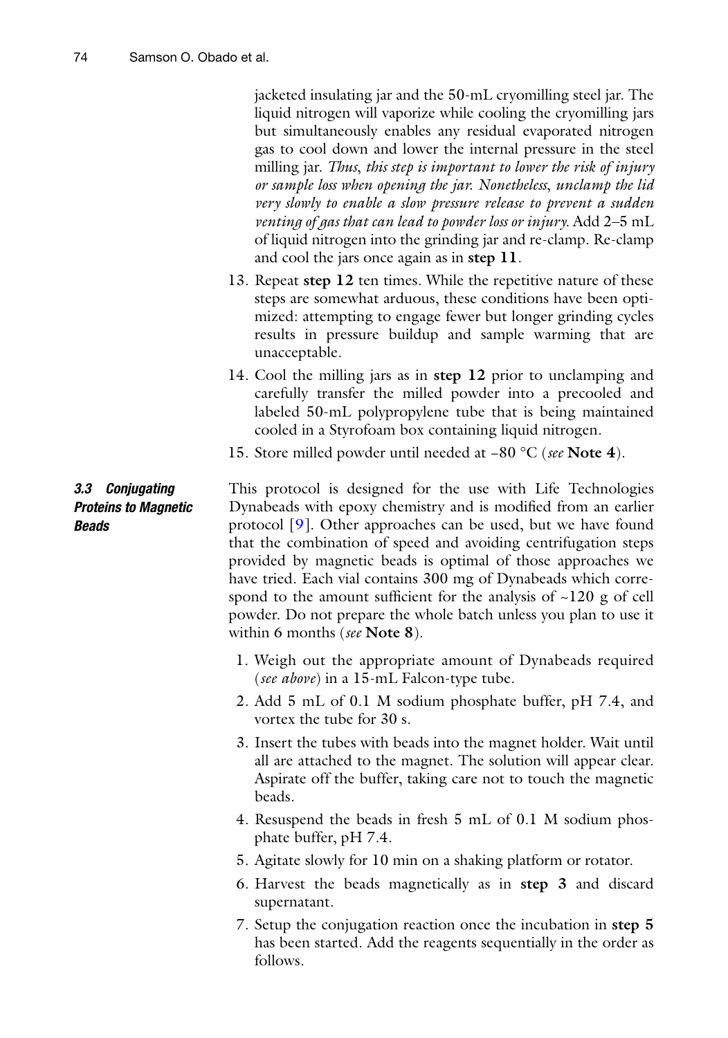jacketed insulating jar and the 50-mL cryomilling steel jar. The liquid nitrogen will vaporize while cooling the cryomilling jars but simultaneously enables any residual evaporated nitrogen gas to cool down and lower the internal pressure in the steel milling jar. *Thus, this step is important to lower the risk of injury or sample loss when opening the jar. Nonetheless, unclamp the lid very slowly to enable a slow pressure release to prevent a sudden venting of gas that can lead to powder loss or injury.* Add 2–5 mL of liquid nitrogen into the grinding jar and re-clamp. Re-clamp and cool the jars once again as in **step 11**.

13. Repeat **step 12** ten times. While the repetitive nature of these steps are somewhat arduous, these conditions have been optimized: attempting to engage fewer but longer grinding cycles results in pressure buildup and sample warming that are unacceptable.
14. Cool the milling jars as in **step 12** prior to unclamping and carefully transfer the milled powder into a precooled and labeled 50-mL polypropylene tube that is being maintained cooled in a Styrofoam box containing liquid nitrogen.
15. Store milled powder until needed at −80 °C (*see* **Note 4**).

### 3.3 Conjugating Proteins to Magnetic Beads

This protocol is designed for the use with Life Technologies Dynabeads with epoxy chemistry and is modified from an earlier protocol [9]. Other approaches can be used, but we have found that the combination of speed and avoiding centrifugation steps provided by magnetic beads is optimal of those approaches we have tried. Each vial contains 300 mg of Dynabeads which correspond to the amount sufficient for the analysis of ~120 g of cell powder. Do not prepare the whole batch unless you plan to use it within 6 months (*see* **Note 8**).

1. Weigh out the appropriate amount of Dynabeads required (*see above*) in a 15-mL Falcon-type tube.
2. Add 5 mL of 0.1 M sodium phosphate buffer, pH 7.4, and vortex the tube for 30 s.
3. Insert the tubes with beads into the magnet holder. Wait until all are attached to the magnet. The solution will appear clear. Aspirate off the buffer, taking care not to touch the magnetic beads.
4. Resuspend the beads in fresh 5 mL of 0.1 M sodium phosphate buffer, pH 7.4.
5. Agitate slowly for 10 min on a shaking platform or rotator.
6. Harvest the beads magnetically as in **step 3** and discard supernatant.
7. Setup the conjugation reaction once the incubation in **step 5** has been started. Add the reagents sequentially in the order as follows.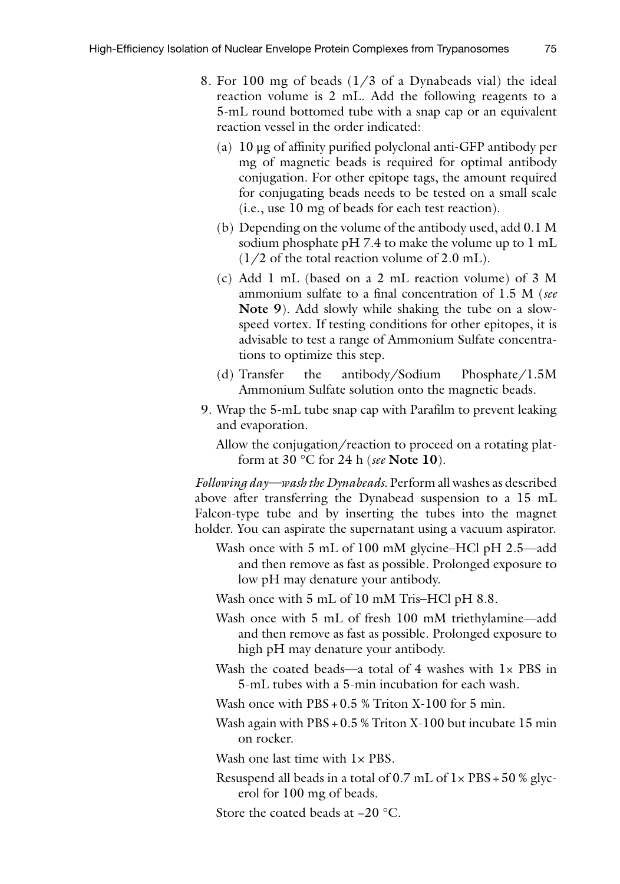8. For 100 mg of beads (1/3 of a Dynabeads vial) the ideal reaction volume is 2 mL. Add the following reagents to a 5-mL round bottomed tube with a snap cap or an equivalent reaction vessel in the order indicated:
   (a) 10 μg of affinity purified polyclonal anti-GFP antibody per mg of magnetic beads is required for optimal antibody conjugation. For other epitope tags, the amount required for conjugating beads needs to be tested on a small scale (i.e., use 10 mg of beads for each test reaction).
   (b) Depending on the volume of the antibody used, add 0.1 M sodium phosphate pH 7.4 to make the volume up to 1 mL (1/2 of the total reaction volume of 2.0 mL).
   (c) Add 1 mL (based on a 2 mL reaction volume) of 3 M ammonium sulfate to a final concentration of 1.5 M (*see* **Note 9**). Add slowly while shaking the tube on a slow-speed vortex. If testing conditions for other epitopes, it is advisable to test a range of Ammonium Sulfate concentrations to optimize this step.
   (d) Transfer the antibody/Sodium Phosphate/1.5M Ammonium Sulfate solution onto the magnetic beads.
9. Wrap the 5-mL tube snap cap with Parafilm to prevent leaking and evaporation.

   Allow the conjugation/reaction to proceed on a rotating platform at 30 °C for 24 h (*see* **Note 10**).

*Following day—wash the Dynabeads*. Perform all washes as described above after transferring the Dynabead suspension to a 15 mL Falcon-type tube and by inserting the tubes into the magnet holder. You can aspirate the supernatant using a vacuum aspirator.

Wash once with 5 mL of 100 mM glycine–HCl pH 2.5—add and then remove as fast as possible. Prolonged exposure to low pH may denature your antibody.

Wash once with 5 mL of 10 mM Tris–HCl pH 8.8.

Wash once with 5 mL of fresh 100 mM triethylamine—add and then remove as fast as possible. Prolonged exposure to high pH may denature your antibody.

Wash the coated beads—a total of 4 washes with 1× PBS in 5-mL tubes with a 5-min incubation for each wash.

Wash once with PBS + 0.5 % Triton X-100 for 5 min.

Wash again with PBS + 0.5 % Triton X-100 but incubate 15 min on rocker.

Wash one last time with 1× PBS.

Resuspend all beads in a total of 0.7 mL of 1× PBS + 50 % glycerol for 100 mg of beads.

Store the coated beads at −20 °C.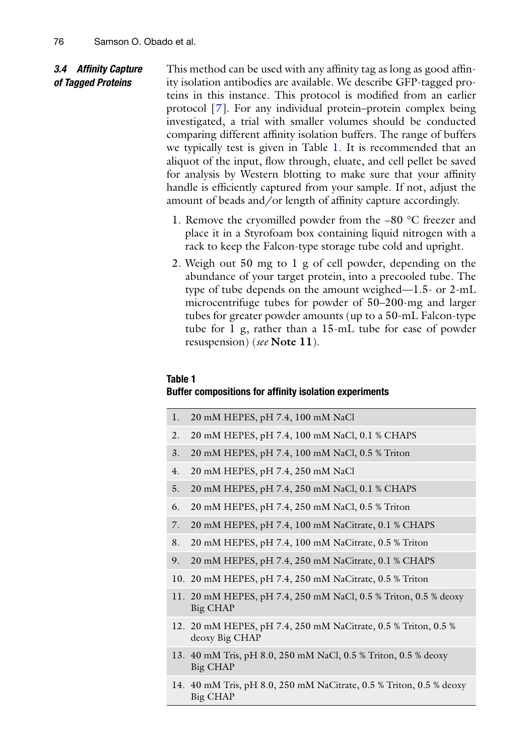### 3.4 Affinity Capture of Tagged Proteins

This method can be used with any affinity tag as long as good affinity isolation antibodies are available. We describe GFP-tagged proteins in this instance. This protocol is modified from an earlier protocol [7]. For any individual protein–protein complex being investigated, a trial with smaller volumes should be conducted comparing different affinity isolation buffers. The range of buffers we typically test is given in Table 1. It is recommended that an aliquot of the input, flow through, eluate, and cell pellet be saved for analysis by Western blotting to make sure that your affinity handle is efficiently captured from your sample. If not, adjust the amount of beads and/or length of affinity capture accordingly.

1. Remove the cryomilled powder from the −80 °C freezer and place it in a Styrofoam box containing liquid nitrogen with a rack to keep the Falcon-type storage tube cold and upright.
2. Weigh out 50 mg to 1 g of cell powder, depending on the abundance of your target protein, into a precooled tube. The type of tube depends on the amount weighed—1.5- or 2-mL microcentrifuge tubes for powder of 50–200-mg and larger tubes for greater powder amounts (up to a 50-mL Falcon-type tube for 1 g, rather than a 15-mL tube for ease of powder resuspension) (*see* **Note 11**).

**Table 1**
**Buffer compositions for affinity isolation experiments**

| | |
|---|---|
| 1. | 20 mM HEPES, pH 7.4, 100 mM NaCl |
| 2. | 20 mM HEPES, pH 7.4, 100 mM NaCl, 0.1 % CHAPS |
| 3. | 20 mM HEPES, pH 7.4, 100 mM NaCl, 0.5 % Triton |
| 4. | 20 mM HEPES, pH 7.4, 250 mM NaCl |
| 5. | 20 mM HEPES, pH 7.4, 250 mM NaCl, 0.1 % CHAPS |
| 6. | 20 mM HEPES, pH 7.4, 250 mM NaCl, 0.5 % Triton |
| 7. | 20 mM HEPES, pH 7.4, 100 mM NaCitrate, 0.1 % CHAPS |
| 8. | 20 mM HEPES, pH 7.4, 100 mM NaCitrate, 0.5 % Triton |
| 9. | 20 mM HEPES, pH 7.4, 250 mM NaCitrate, 0.1 % CHAPS |
| 10. | 20 mM HEPES, pH 7.4, 250 mM NaCitrate, 0.5 % Triton |
| 11. | 20 mM HEPES, pH 7.4, 250 mM NaCl, 0.5 % Triton, 0.5 % deoxy Big CHAP |
| 12. | 20 mM HEPES, pH 7.4, 250 mM NaCitrate, 0.5 % Triton, 0.5 % deoxy Big CHAP |
| 13. | 40 mM Tris, pH 8.0, 250 mM NaCl, 0.5 % Triton, 0.5 % deoxy Big CHAP |
| 14. | 40 mM Tris, pH 8.0, 250 mM NaCitrate, 0.5 % Triton, 0.5 % deoxy Big CHAP |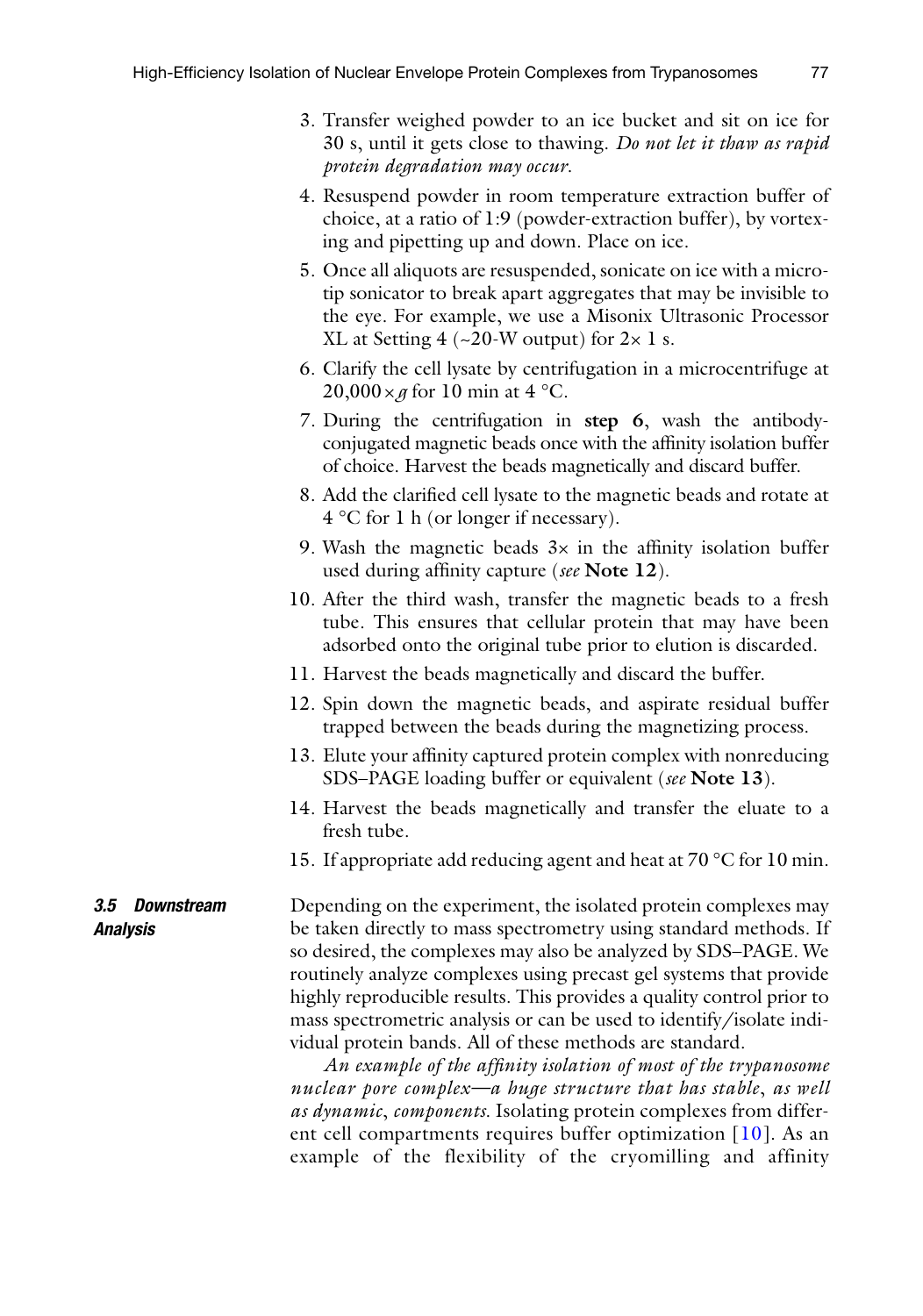3. Transfer weighed powder to an ice bucket and sit on ice for 30 s, until it gets close to thawing. *Do not let it thaw as rapid protein degradation may occur.*
4. Resuspend powder in room temperature extraction buffer of choice, at a ratio of 1:9 (powder-extraction buffer), by vortexing and pipetting up and down. Place on ice.
5. Once all aliquots are resuspended, sonicate on ice with a microtip sonicator to break apart aggregates that may be invisible to the eye. For example, we use a Misonix Ultrasonic Processor XL at Setting 4 (~20-W output) for 2× 1 s.
6. Clarify the cell lysate by centrifugation in a microcentrifuge at 20,000 × *g* for 10 min at 4 °C.
7. During the centrifugation in **step 6**, wash the antibody-conjugated magnetic beads once with the affinity isolation buffer of choice. Harvest the beads magnetically and discard buffer.
8. Add the clarified cell lysate to the magnetic beads and rotate at 4 °C for 1 h (or longer if necessary).
9. Wash the magnetic beads 3× in the affinity isolation buffer used during affinity capture (*see* **Note 12**).
10. After the third wash, transfer the magnetic beads to a fresh tube. This ensures that cellular protein that may have been adsorbed onto the original tube prior to elution is discarded.
11. Harvest the beads magnetically and discard the buffer.
12. Spin down the magnetic beads, and aspirate residual buffer trapped between the beads during the magnetizing process.
13. Elute your affinity captured protein complex with nonreducing SDS–PAGE loading buffer or equivalent (*see* **Note 13**).
14. Harvest the beads magnetically and transfer the eluate to a fresh tube.
15. If appropriate add reducing agent and heat at 70 °C for 10 min.

### 3.5 Downstream Analysis

Depending on the experiment, the isolated protein complexes may be taken directly to mass spectrometry using standard methods. If so desired, the complexes may also be analyzed by SDS–PAGE. We routinely analyze complexes using precast gel systems that provide highly reproducible results. This provides a quality control prior to mass spectrometric analysis or can be used to identify/isolate individual protein bands. All of these methods are standard.

*An example of the affinity isolation of most of the trypanosome nuclear pore complex—a huge structure that has stable, as well as dynamic, components.* Isolating protein complexes from different cell compartments requires buffer optimization [10]. As an example of the flexibility of the cryomilling and affinity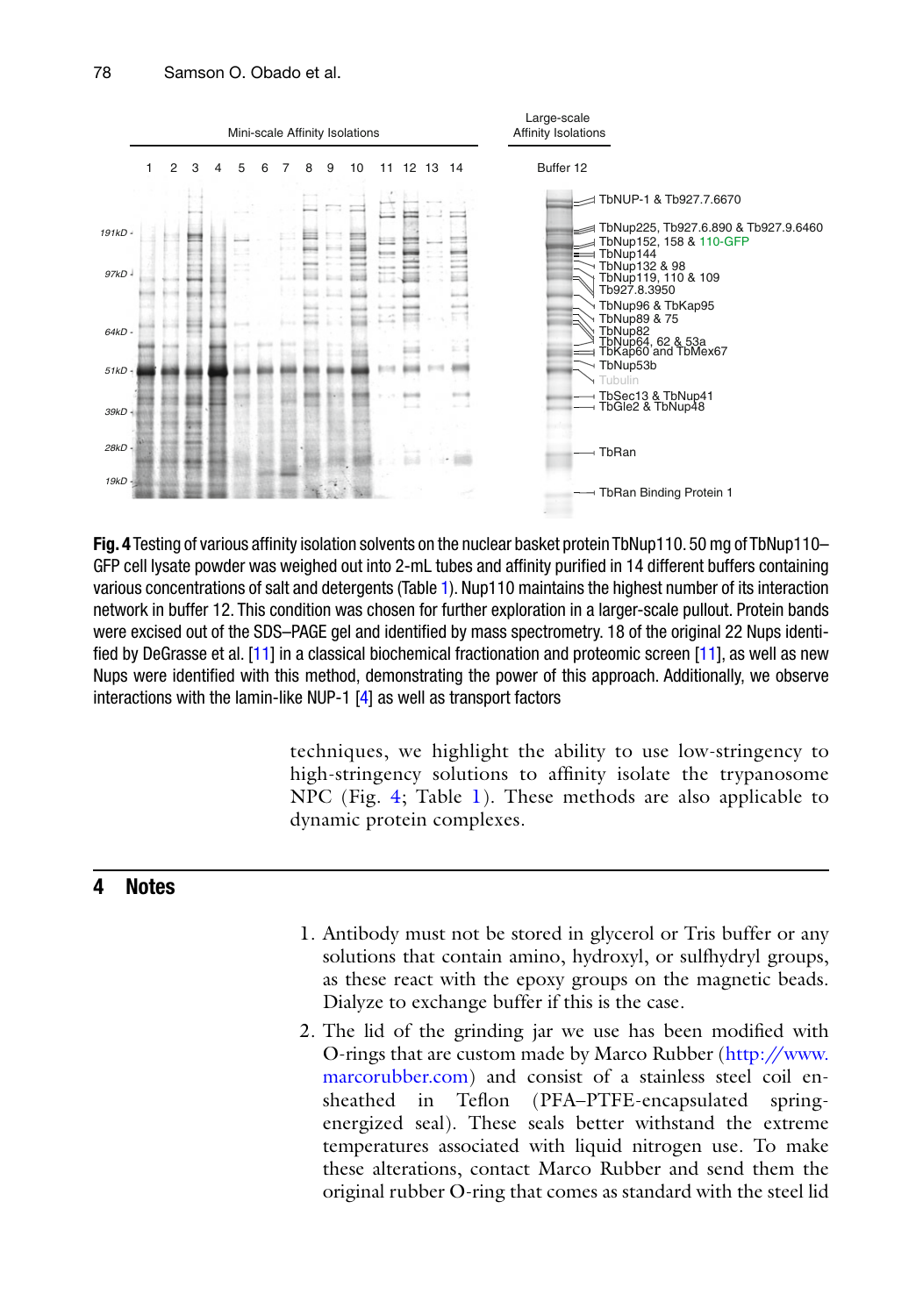**Fig. 4** Testing of various affinity isolation solvents on the nuclear basket protein TbNup110. 50 mg of TbNup110–GFP cell lysate powder was weighed out into 2-mL tubes and affinity purified in 14 different buffers containing various concentrations of salt and detergents (Table 1). Nup110 maintains the highest number of its interaction network in buffer 12. This condition was chosen for further exploration in a larger-scale pullout. Protein bands were excised out of the SDS–PAGE gel and identified by mass spectrometry. 18 of the original 22 Nups identified by DeGrasse et al. [11] in a classical biochemical fractionation and proteomic screen [11], as well as new Nups were identified with this method, demonstrating the power of this approach. Additionally, we observe interactions with the lamin-like NUP-1 [4] as well as transport factors

techniques, we highlight the ability to use low-stringency to high-stringency solutions to affinity isolate the trypanosome NPC (Fig. 4; Table 1). These methods are also applicable to dynamic protein complexes.

## 4 Notes

1. Antibody must not be stored in glycerol or Tris buffer or any solutions that contain amino, hydroxyl, or sulfhydryl groups, as these react with the epoxy groups on the magnetic beads. Dialyze to exchange buffer if this is the case.
2. The lid of the grinding jar we use has been modified with O-rings that are custom made by Marco Rubber (http://www.marcorubber.com) and consist of a stainless steel coil ensheathed in Teflon (PFA–PTFE-encapsulated spring-energized seal). These seals better withstand the extreme temperatures associated with liquid nitrogen use. To make these alterations, contact Marco Rubber and send them the original rubber O-ring that comes as standard with the steel lid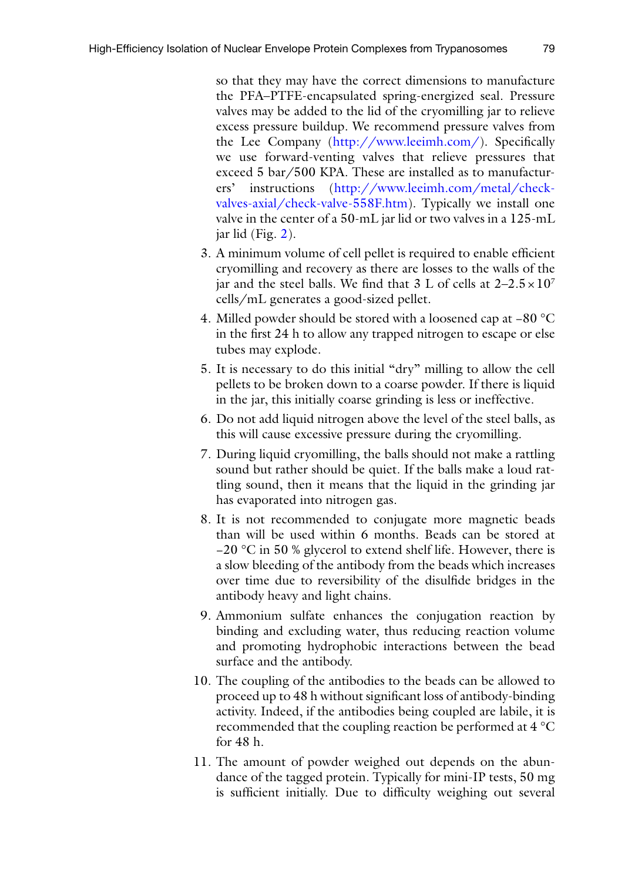so that they may have the correct dimensions to manufacture the PFA–PTFE-encapsulated spring-energized seal. Pressure valves may be added to the lid of the cryomilling jar to relieve excess pressure buildup. We recommend pressure valves from the Lee Company (http://www.leeimh.com/). Specifically we use forward-venting valves that relieve pressures that exceed 5 bar/500 KPA. These are installed as to manufacturers' instructions (http://www.leeimh.com/metal/check-valves-axial/check-valve-558F.htm). Typically we install one valve in the center of a 50-mL jar lid or two valves in a 125-mL jar lid (Fig. 2).

3. A minimum volume of cell pellet is required to enable efficient cryomilling and recovery as there are losses to the walls of the jar and the steel balls. We find that 3 L of cells at $2–2.5 \times 10^7$ cells/mL generates a good-sized pellet.
4. Milled powder should be stored with a loosened cap at −80 °C in the first 24 h to allow any trapped nitrogen to escape or else tubes may explode.
5. It is necessary to do this initial "dry" milling to allow the cell pellets to be broken down to a coarse powder. If there is liquid in the jar, this initially coarse grinding is less or ineffective.
6. Do not add liquid nitrogen above the level of the steel balls, as this will cause excessive pressure during the cryomilling.
7. During liquid cryomilling, the balls should not make a rattling sound but rather should be quiet. If the balls make a loud rattling sound, then it means that the liquid in the grinding jar has evaporated into nitrogen gas.
8. It is not recommended to conjugate more magnetic beads than will be used within 6 months. Beads can be stored at −20 °C in 50 % glycerol to extend shelf life. However, there is a slow bleeding of the antibody from the beads which increases over time due to reversibility of the disulfide bridges in the antibody heavy and light chains.
9. Ammonium sulfate enhances the conjugation reaction by binding and excluding water, thus reducing reaction volume and promoting hydrophobic interactions between the bead surface and the antibody.
10. The coupling of the antibodies to the beads can be allowed to proceed up to 48 h without significant loss of antibody-binding activity. Indeed, if the antibodies being coupled are labile, it is recommended that the coupling reaction be performed at 4 °C for 48 h.
11. The amount of powder weighed out depends on the abundance of the tagged protein. Typically for mini-IP tests, 50 mg is sufficient initially. Due to difficulty weighing out several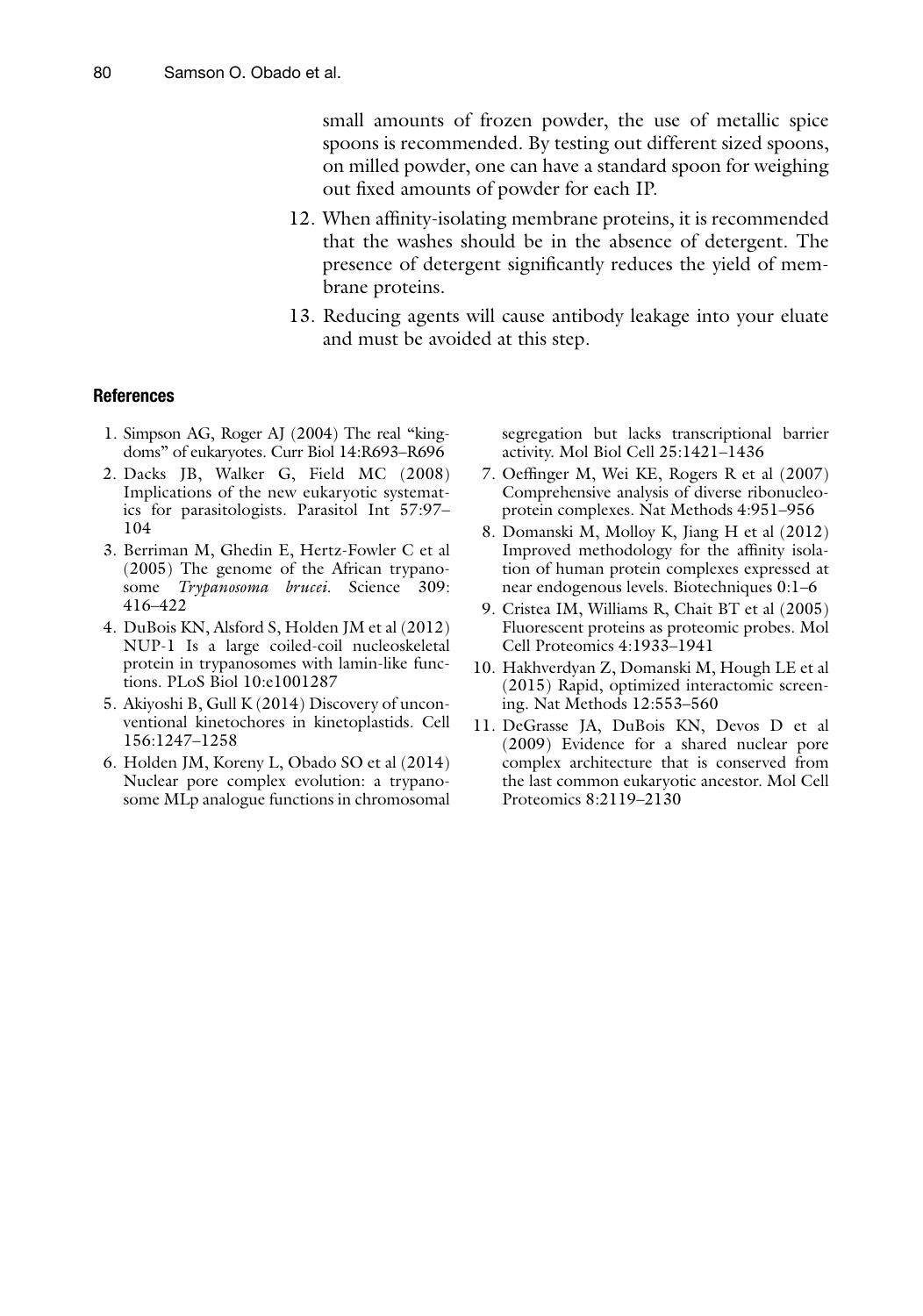small amounts of frozen powder, the use of metallic spice spoons is recommended. By testing out different sized spoons, on milled powder, one can have a standard spoon for weighing out fixed amounts of powder for each IP.

12. When affinity-isolating membrane proteins, it is recommended that the washes should be in the absence of detergent. The presence of detergent significantly reduces the yield of membrane proteins.
13. Reducing agents will cause antibody leakage into your eluate and must be avoided at this step.

## References

1. Simpson AG, Roger AJ (2004) The real "kingdoms" of eukaryotes. Curr Biol 14:R693–R696
2. Dacks JB, Walker G, Field MC (2008) Implications of the new eukaryotic systematics for parasitologists. Parasitol Int 57:97–104
3. Berriman M, Ghedin E, Hertz-Fowler C et al (2005) The genome of the African trypanosome *Trypanosoma brucei*. Science 309: 416–422
4. DuBois KN, Alsford S, Holden JM et al (2012) NUP-1 Is a large coiled-coil nucleoskeletal protein in trypanosomes with lamin-like functions. PLoS Biol 10:e1001287
5. Akiyoshi B, Gull K (2014) Discovery of unconventional kinetochores in kinetoplastids. Cell 156:1247–1258
6. Holden JM, Koreny L, Obado SO et al (2014) Nuclear pore complex evolution: a trypanosome MLp analogue functions in chromosomal segregation but lacks transcriptional barrier activity. Mol Biol Cell 25:1421–1436
7. Oeffinger M, Wei KE, Rogers R et al (2007) Comprehensive analysis of diverse ribonucleoprotein complexes. Nat Methods 4:951–956
8. Domanski M, Molloy K, Jiang H et al (2012) Improved methodology for the affinity isolation of human protein complexes expressed at near endogenous levels. Biotechniques 0:1–6
9. Cristea IM, Williams R, Chait BT et al (2005) Fluorescent proteins as proteomic probes. Mol Cell Proteomics 4:1933–1941
10. Hakhverdyan Z, Domanski M, Hough LE et al (2015) Rapid, optimized interactomic screening. Nat Methods 12:553–560
11. DeGrasse JA, DuBois KN, Devos D et al (2009) Evidence for a shared nuclear pore complex architecture that is conserved from the last common eukaryotic ancestor. Mol Cell Proteomics 8:2119–2130